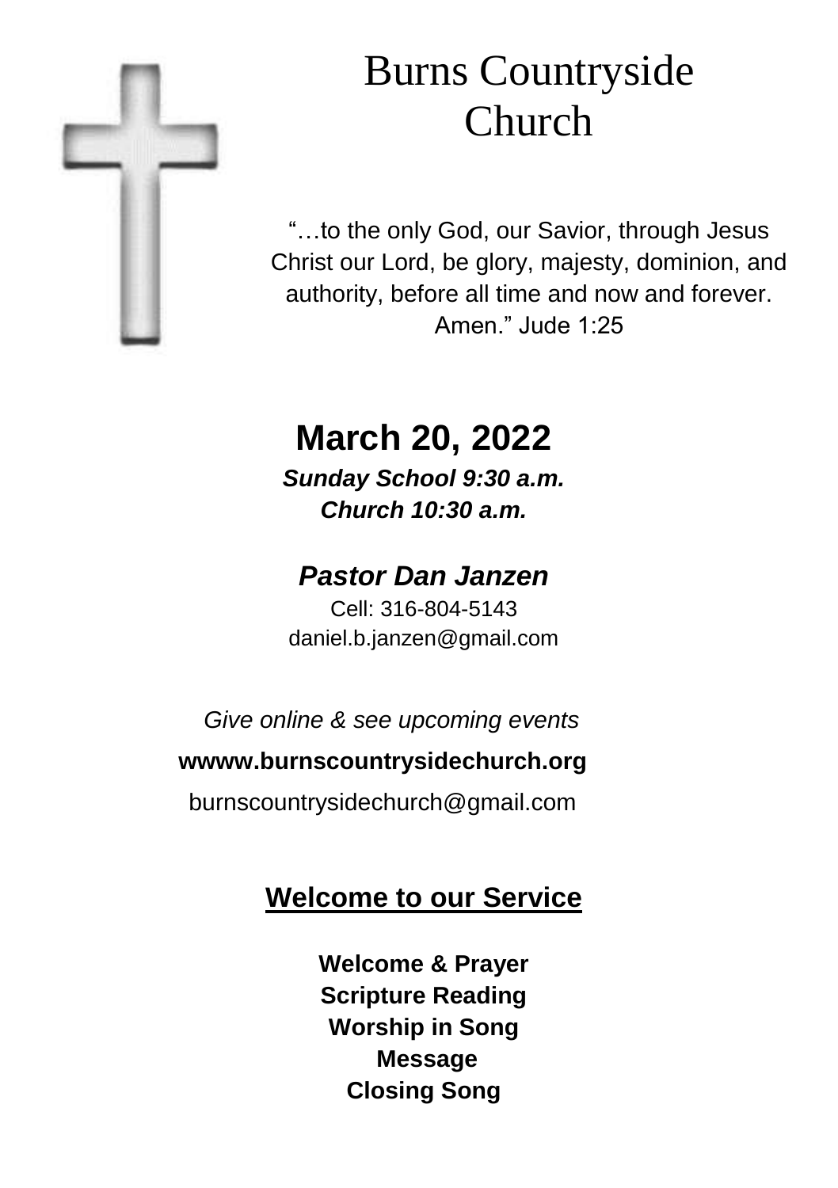# Burns Countryside Church

"…to the only God, our Savior, through Jesus Christ our Lord, be glory, majesty, dominion, and authority, before all time and now and forever. Amen." Jude 1:25

## March 20, 2022

***Sunday School 9:30 a.m.***
***Church 10:30 a.m.***

### *Pastor Dan Janzen*

Cell: 316-804-5143
daniel.b.janzen@gmail.com

*Give online & see upcoming events*

**wwww.burnscountrysidechurch.org**

burnscountrysidechurch@gmail.com

## Welcome to our Service

**Welcome & Prayer**
**Scripture Reading**
**Worship in Song**
**Message**
**Closing Song**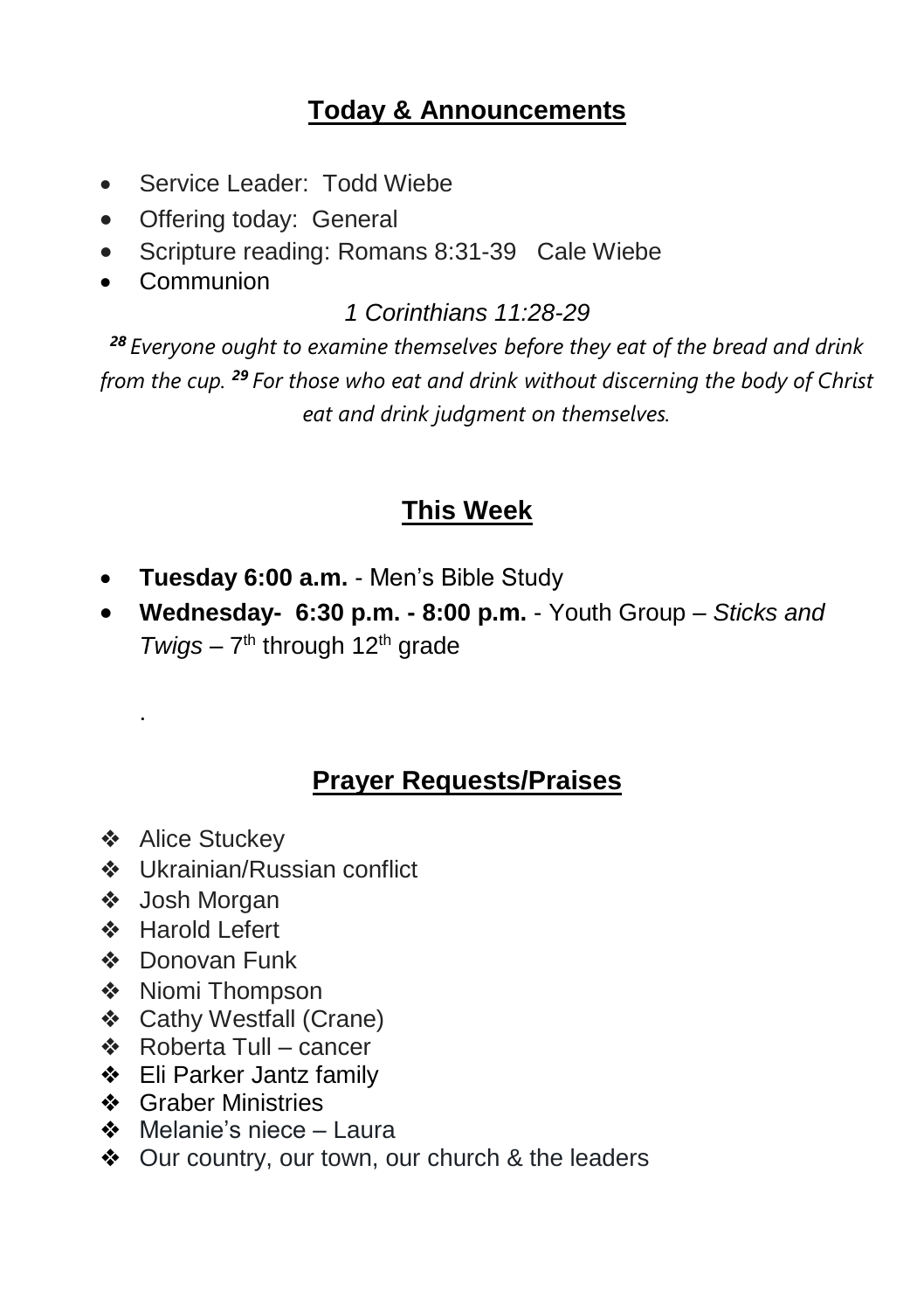## Today & Announcements

- Service Leader: Todd Wiebe
- Offering today: General
- Scripture reading: Romans 8:31-39 Cale Wiebe
- Communion

*1 Corinthians 11:28-29*

*[28] Everyone ought to examine themselves before they eat of the bread and drink from the cup. [29] For those who eat and drink without discerning the body of Christ eat and drink judgment on themselves.*

## This Week

- **Tuesday 6:00 a.m.** - Men's Bible Study
- **Wednesday- 6:30 p.m. - 8:00 p.m.** - Youth Group – *Sticks and Twigs* – 7th through 12th grade

.

## Prayer Requests/Praises

- Alice Stuckey
- Ukrainian/Russian conflict
- Josh Morgan
- Harold Lefert
- Donovan Funk
- Niomi Thompson
- Cathy Westfall (Crane)
- Roberta Tull – cancer
- Eli Parker Jantz family
- Graber Ministries
- Melanie's niece – Laura
- Our country, our town, our church & the leaders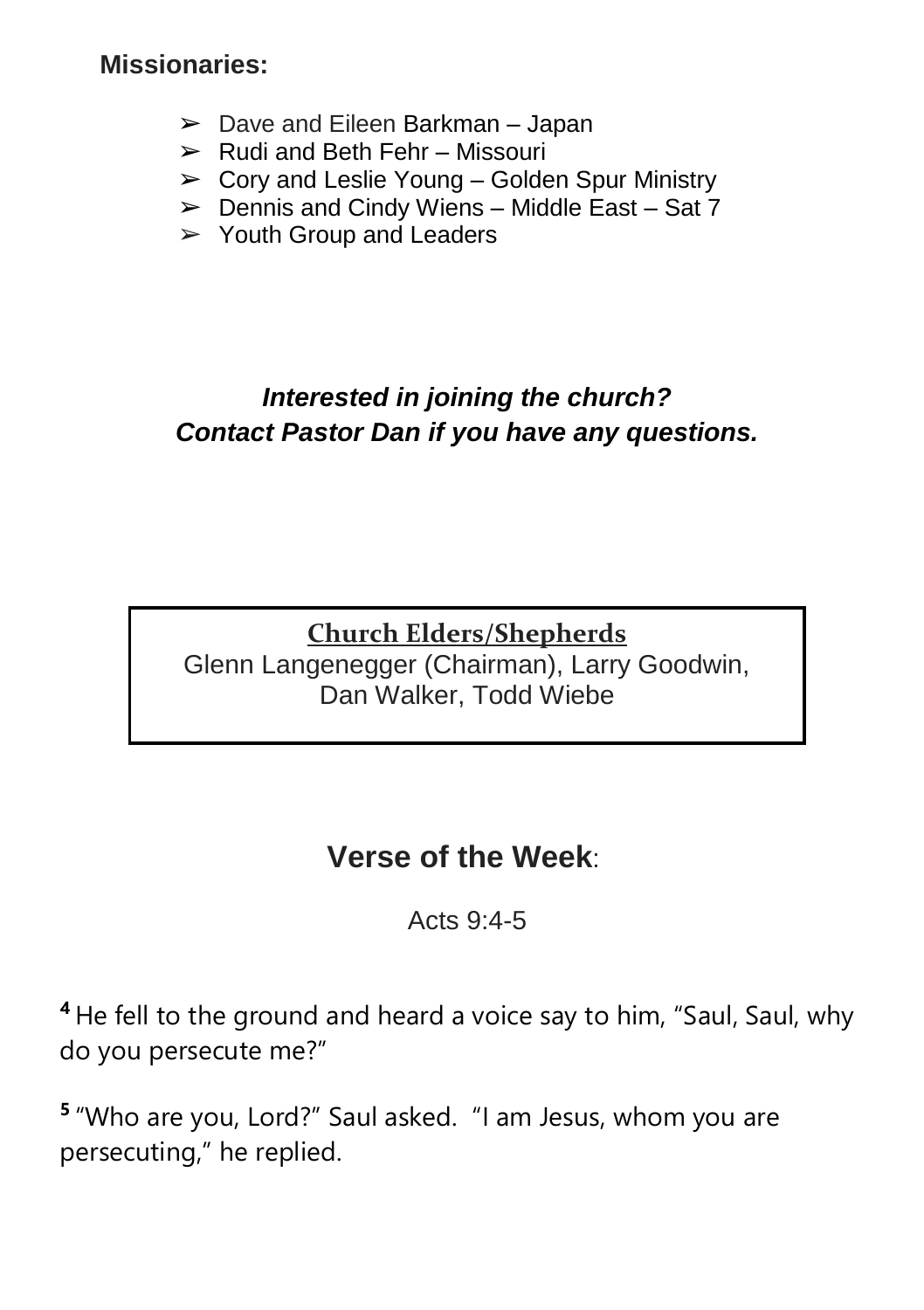**Missionaries:**

- Dave and Eileen Barkman – Japan
- Rudi and Beth Fehr – Missouri
- Cory and Leslie Young – Golden Spur Ministry
- Dennis and Cindy Wiens – Middle East – Sat 7
- Youth Group and Leaders

***Interested in joining the church?***
***Contact Pastor Dan if you have any questions.***

**Church Elders/Shepherds**

Glenn Langenegger (Chairman), Larry Goodwin, Dan Walker, Todd Wiebe

## Verse of the Week:

Acts 9:4-5

**4** He fell to the ground and heard a voice say to him, "Saul, Saul, why do you persecute me?"

**5** "Who are you, Lord?" Saul asked. "I am Jesus, whom you are persecuting," he replied.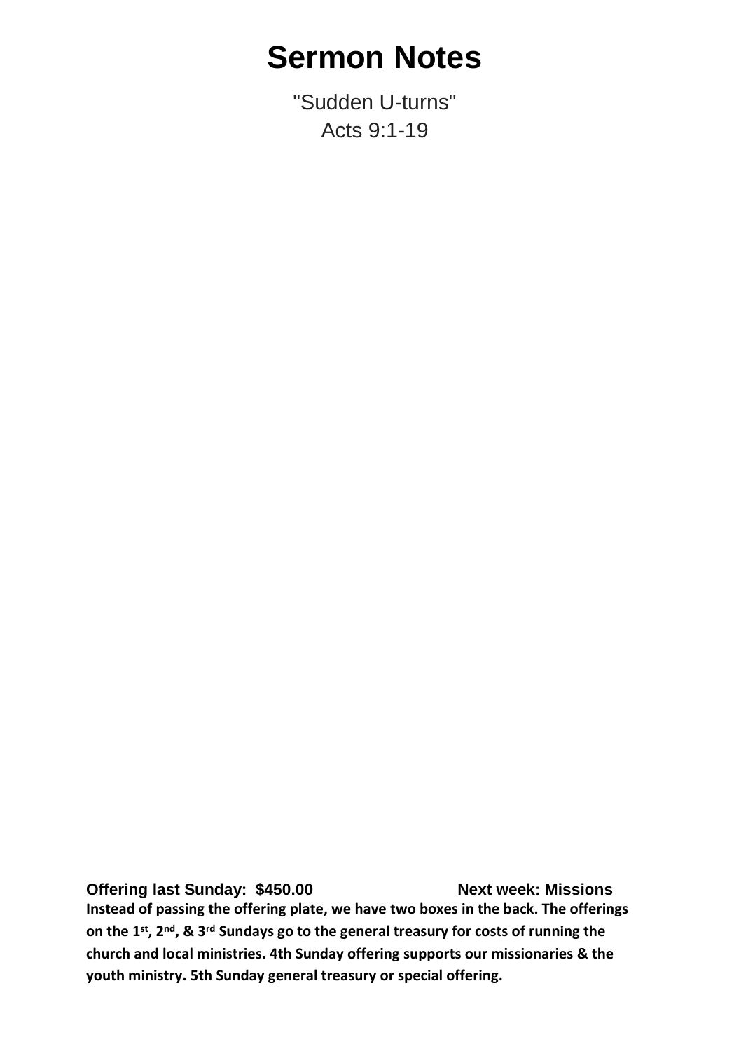# Sermon Notes

"Sudden U-turns"

Acts 9:1-19

**Offering last Sunday: $450.00** **Next week: Missions**

**Instead of passing the offering plate, we have two boxes in the back. The offerings on the 1st, 2nd, & 3rd Sundays go to the general treasury for costs of running the church and local ministries. 4th Sunday offering supports our missionaries & the youth ministry. 5th Sunday general treasury or special offering.**